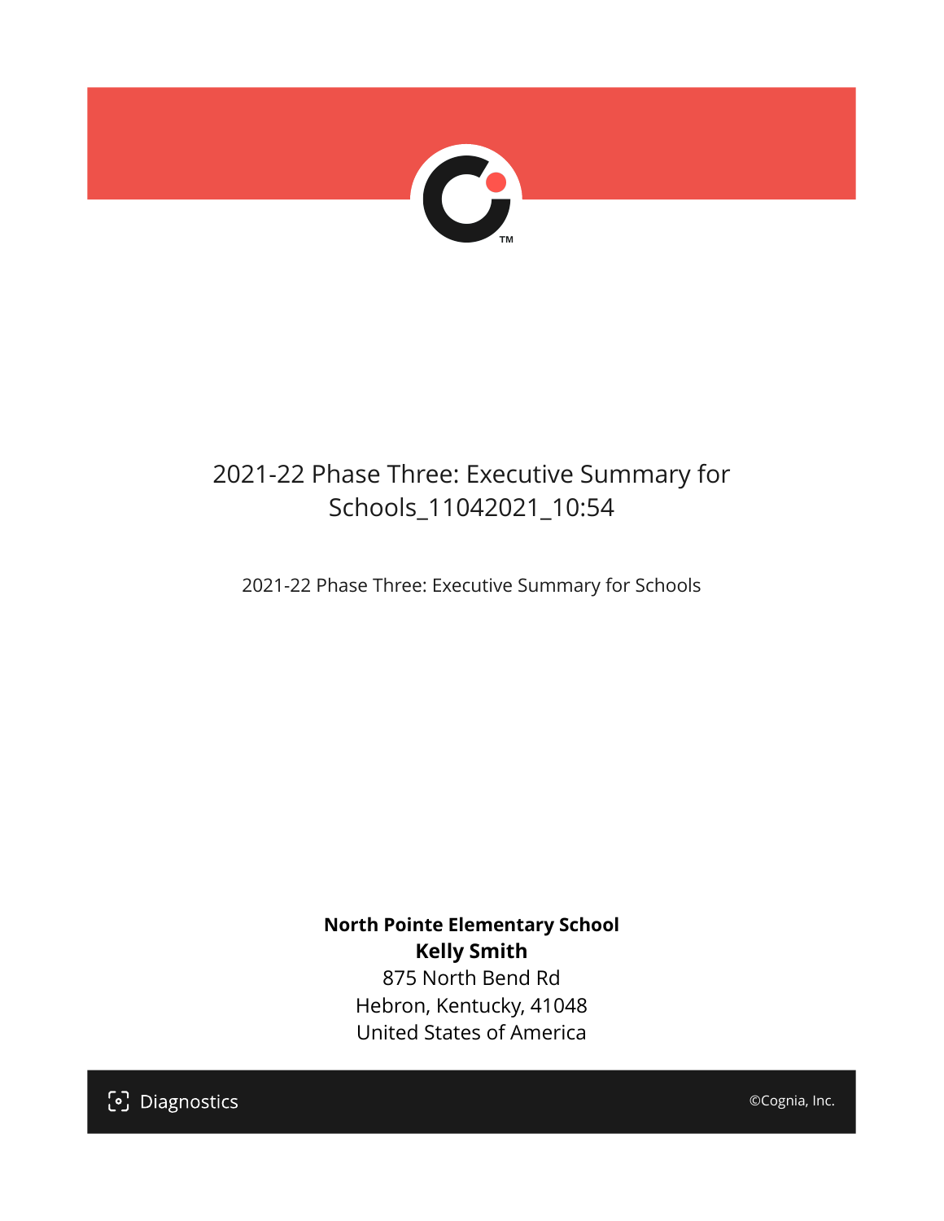# 2021-22 Phase Three: Executive Summary for Schools_11042021_10:54

2021-22 Phase Three: Executive Summary for Schools

**North Pointe Elementary School**
**Kelly Smith**
875 North Bend Rd
Hebron, Kentucky, 41048
United States of America

Diagnostics

©Cognia, Inc.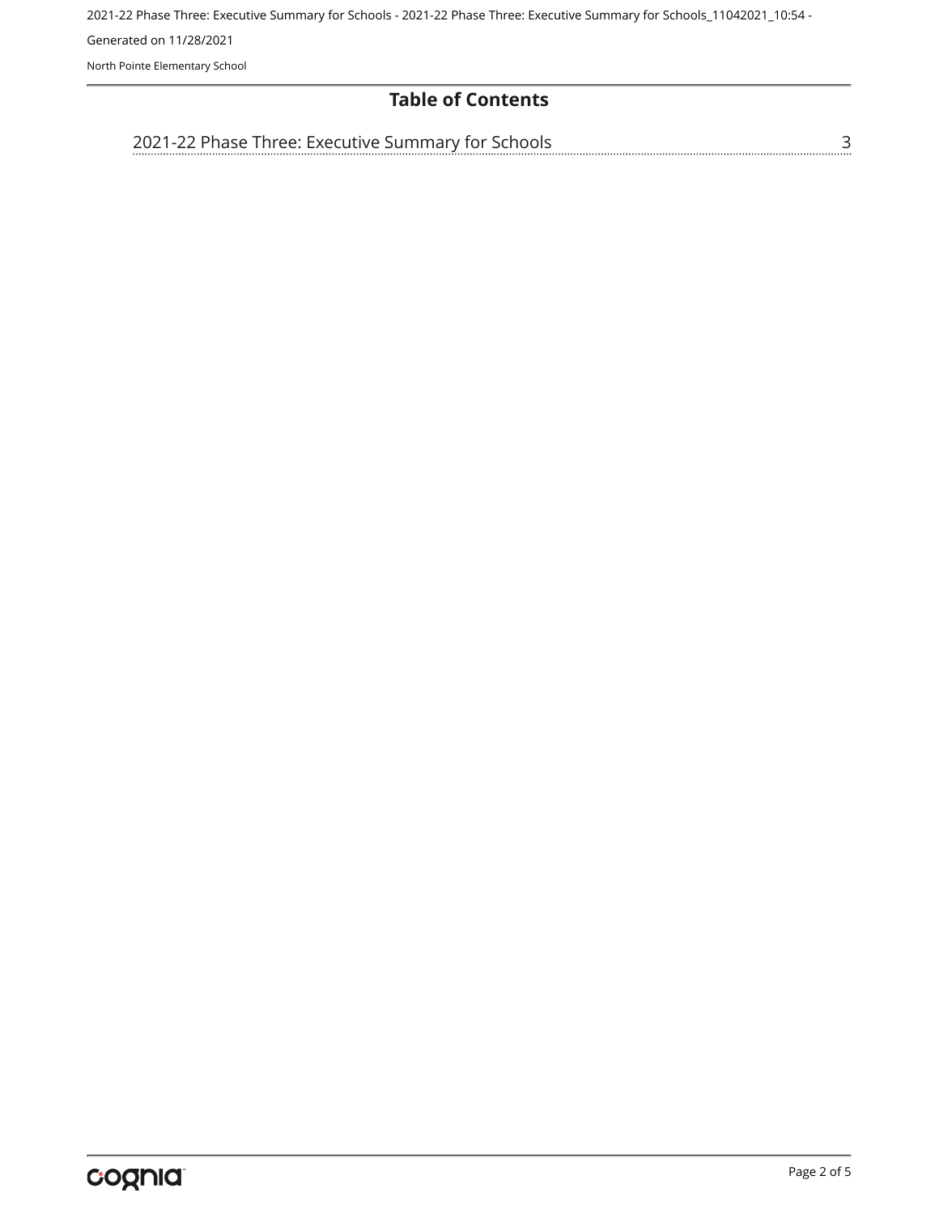# Table of Contents

2021-22 Phase Three: Executive Summary for Schools ........ 3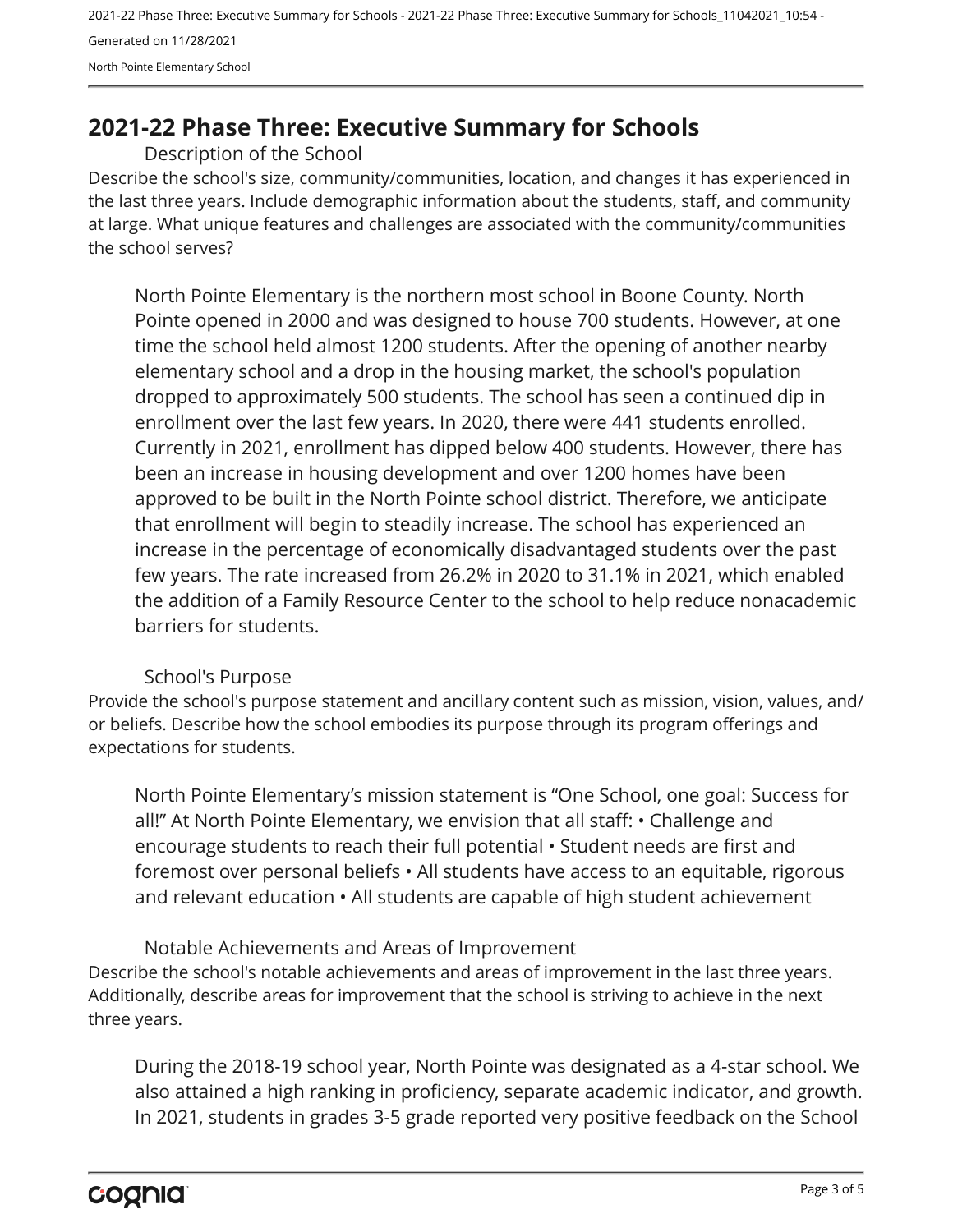## 2021-22 Phase Three: Executive Summary for Schools

### Description of the School

Describe the school's size, community/communities, location, and changes it has experienced in the last three years. Include demographic information about the students, staff, and community at large. What unique features and challenges are associated with the community/communities the school serves?

North Pointe Elementary is the northern most school in Boone County. North Pointe opened in 2000 and was designed to house 700 students. However, at one time the school held almost 1200 students. After the opening of another nearby elementary school and a drop in the housing market, the school's population dropped to approximately 500 students. The school has seen a continued dip in enrollment over the last few years. In 2020, there were 441 students enrolled. Currently in 2021, enrollment has dipped below 400 students. However, there has been an increase in housing development and over 1200 homes have been approved to be built in the North Pointe school district. Therefore, we anticipate that enrollment will begin to steadily increase. The school has experienced an increase in the percentage of economically disadvantaged students over the past few years. The rate increased from 26.2% in 2020 to 31.1% in 2021, which enabled the addition of a Family Resource Center to the school to help reduce nonacademic barriers for students.

### School's Purpose

Provide the school's purpose statement and ancillary content such as mission, vision, values, and/or beliefs. Describe how the school embodies its purpose through its program offerings and expectations for students.

North Pointe Elementary's mission statement is "One School, one goal: Success for all!" At North Pointe Elementary, we envision that all staff: • Challenge and encourage students to reach their full potential • Student needs are first and foremost over personal beliefs • All students have access to an equitable, rigorous and relevant education • All students are capable of high student achievement

### Notable Achievements and Areas of Improvement

Describe the school's notable achievements and areas of improvement in the last three years. Additionally, describe areas for improvement that the school is striving to achieve in the next three years.

During the 2018-19 school year, North Pointe was designated as a 4-star school. We also attained a high ranking in proficiency, separate academic indicator, and growth. In 2021, students in grades 3-5 grade reported very positive feedback on the School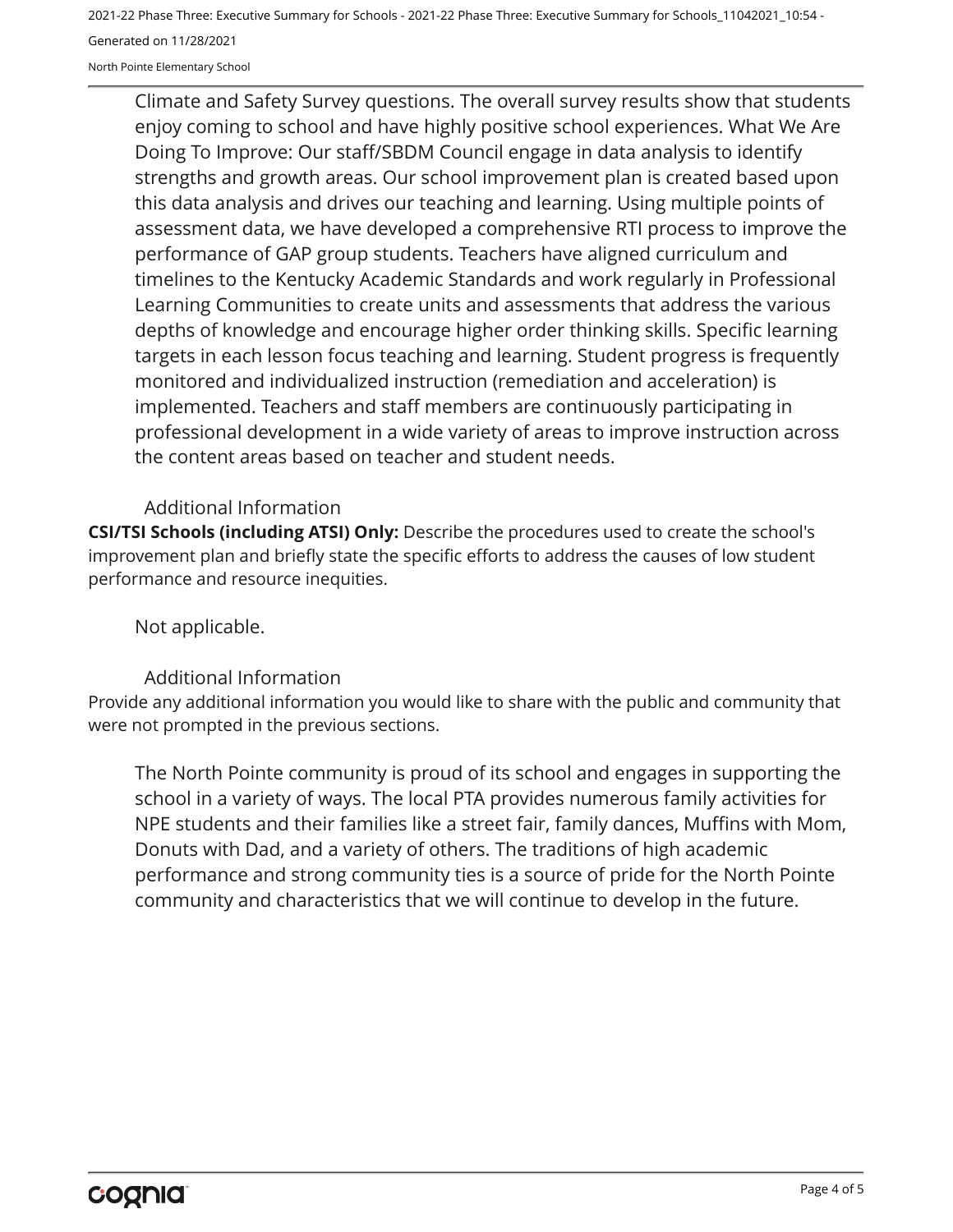Climate and Safety Survey questions. The overall survey results show that students enjoy coming to school and have highly positive school experiences. What We Are Doing To Improve: Our staff/SBDM Council engage in data analysis to identify strengths and growth areas. Our school improvement plan is created based upon this data analysis and drives our teaching and learning. Using multiple points of assessment data, we have developed a comprehensive RTI process to improve the performance of GAP group students. Teachers have aligned curriculum and timelines to the Kentucky Academic Standards and work regularly in Professional Learning Communities to create units and assessments that address the various depths of knowledge and encourage higher order thinking skills. Specific learning targets in each lesson focus teaching and learning. Student progress is frequently monitored and individualized instruction (remediation and acceleration) is implemented. Teachers and staff members are continuously participating in professional development in a wide variety of areas to improve instruction across the content areas based on teacher and student needs.

## Additional Information

**CSI/TSI Schools (including ATSI) Only:** Describe the procedures used to create the school's improvement plan and briefly state the specific efforts to address the causes of low student performance and resource inequities.

Not applicable.

## Additional Information

Provide any additional information you would like to share with the public and community that were not prompted in the previous sections.

The North Pointe community is proud of its school and engages in supporting the school in a variety of ways. The local PTA provides numerous family activities for NPE students and their families like a street fair, family dances, Muffins with Mom, Donuts with Dad, and a variety of others. The traditions of high academic performance and strong community ties is a source of pride for the North Pointe community and characteristics that we will continue to develop in the future.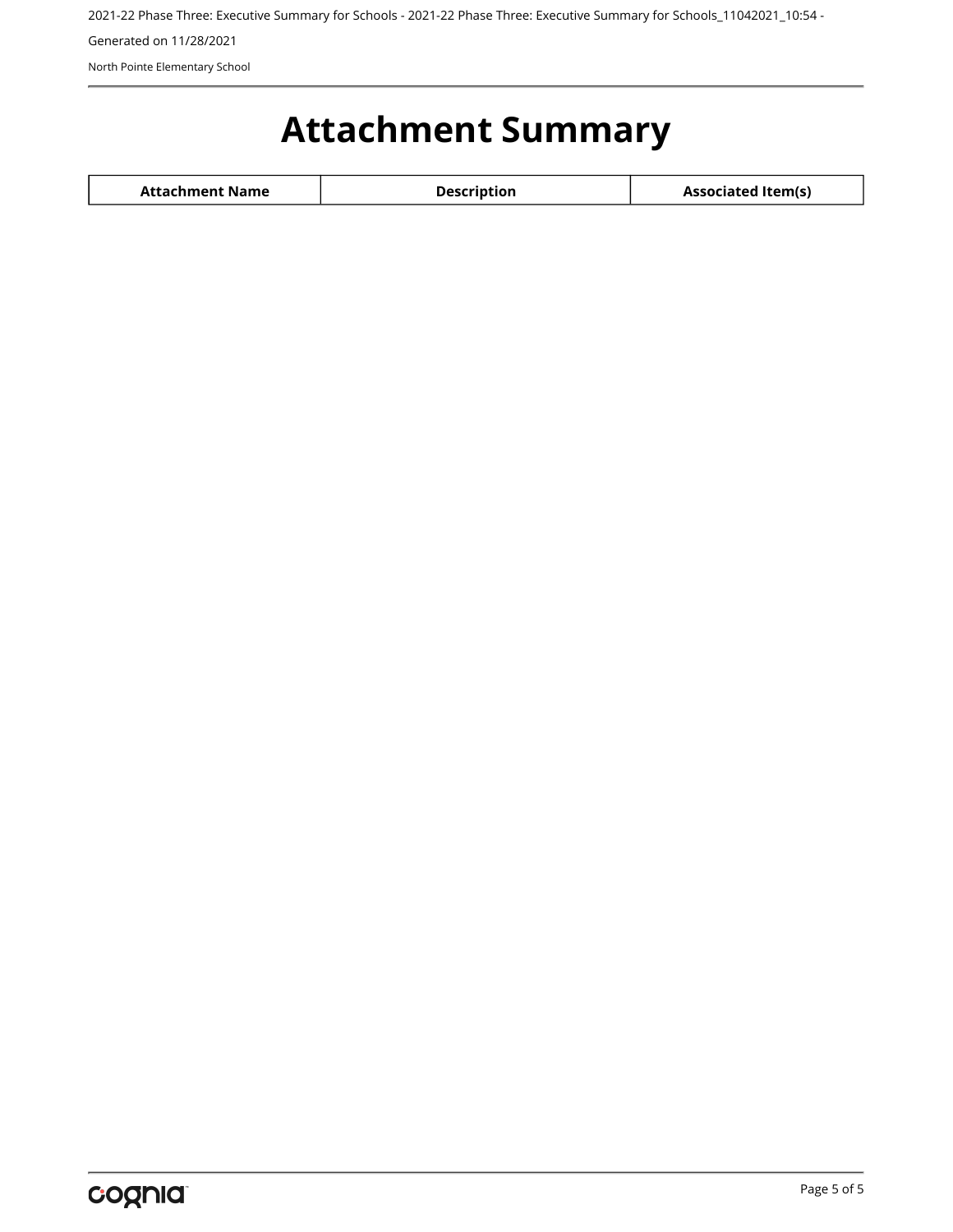# Attachment Summary

| Attachment Name | Description | Associated Item(s) |
| --- | --- | --- |